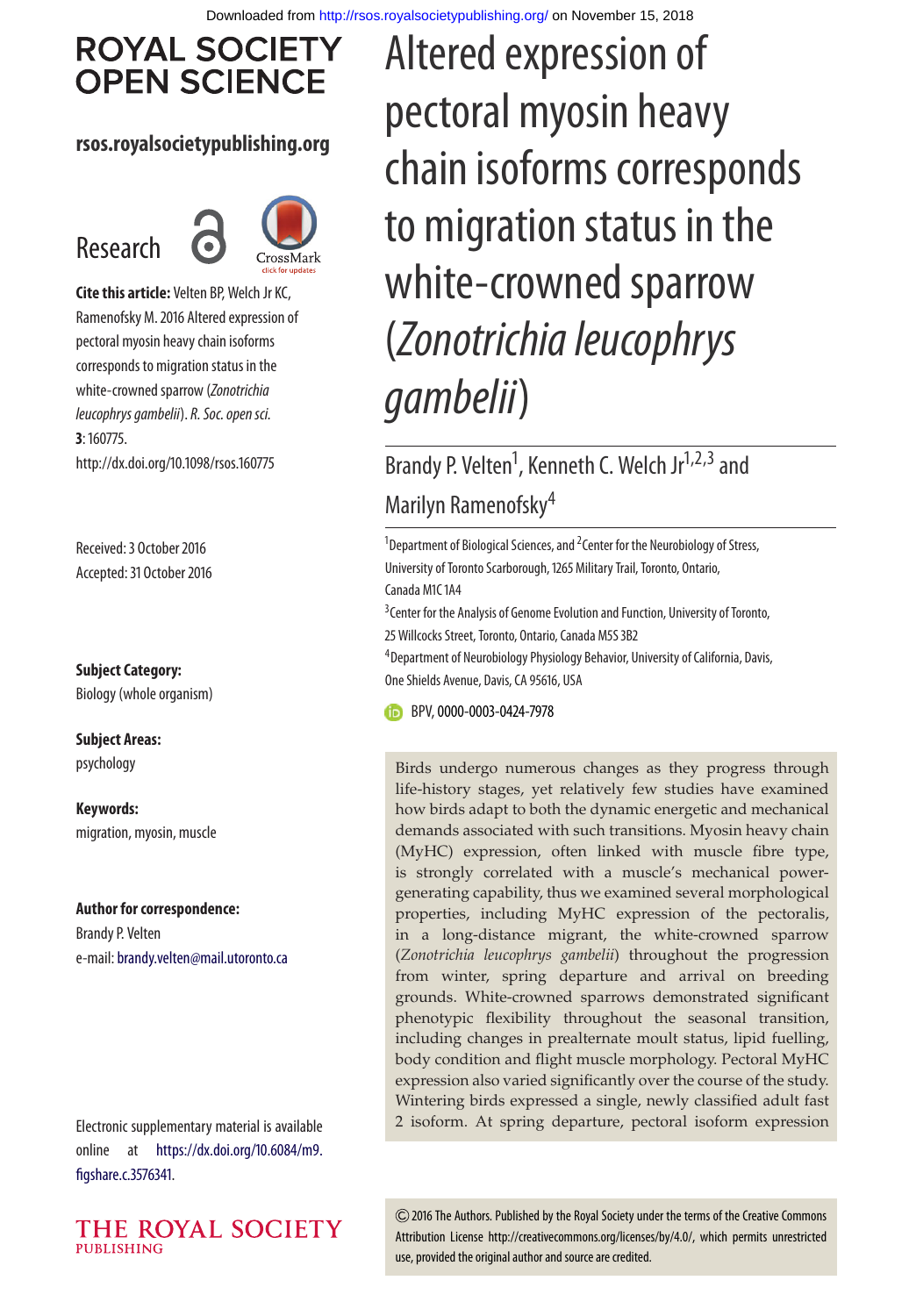# Altered expression of pectoral myosin heavy chain isoforms corresponds to migration status in the white-crowned sparrow (*Zonotrichia leucophrys gambelii*)

Brandy P. Velten[1], Kenneth C. Welch Jr[1,2,3] and Marilyn Ramenofsky[4]

[1]Department of Biological Sciences, and [2]Center for the Neurobiology of Stress, University of Toronto Scarborough, 1265 Military Trail, Toronto, Ontario, Canada M1C 1A4

[3]Center for the Analysis of Genome Evolution and Function, University of Toronto, 25 Willcocks Street, Toronto, Ontario, Canada M5S 3B2

[4]Department of Neurobiology Physiology Behavior, University of California, Davis, One Shields Avenue, Davis, CA 95616, USA

BPV, 0000-0003-0424-7978

Research

**Cite this article:** Velten BP, Welch Jr KC, Ramenofsky M. 2016 Altered expression of pectoral myosin heavy chain isoforms corresponds to migration status in the white-crowned sparrow (*Zonotrichia leucophrys gambelii*). *R. Soc. open sci.* **3**: 160775. http://dx.doi.org/10.1098/rsos.160775

Received: 3 October 2016
Accepted: 31 October 2016

**Subject Category:**
Biology (whole organism)

**Subject Areas:**
psychology

**Keywords:**
migration, myosin, muscle

**Author for correspondence:**
Brandy P. Velten
e-mail: brandy.velten@mail.utoronto.ca

Electronic supplementary material is available online at https://dx.doi.org/10.6084/m9.figshare.c.3576341.

Birds undergo numerous changes as they progress through life-history stages, yet relatively few studies have examined how birds adapt to both the dynamic energetic and mechanical demands associated with such transitions. Myosin heavy chain (MyHC) expression, often linked with muscle fibre type, is strongly correlated with a muscle's mechanical power-generating capability, thus we examined several morphological properties, including MyHC expression of the pectoralis, in a long-distance migrant, the white-crowned sparrow (*Zonotrichia leucophrys gambelii*) throughout the progression from winter, spring departure and arrival on breeding grounds. White-crowned sparrows demonstrated significant phenotypic flexibility throughout the seasonal transition, including changes in prealternate moult status, lipid fuelling, body condition and flight muscle morphology. Pectoral MyHC expression also varied significantly over the course of the study. Wintering birds expressed a single, newly classified adult fast 2 isoform. At spring departure, pectoral isoform expression

© 2016 The Authors. Published by the Royal Society under the terms of the Creative Commons Attribution License http://creativecommons.org/licenses/by/4.0/, which permits unrestricted use, provided the original author and source are credited.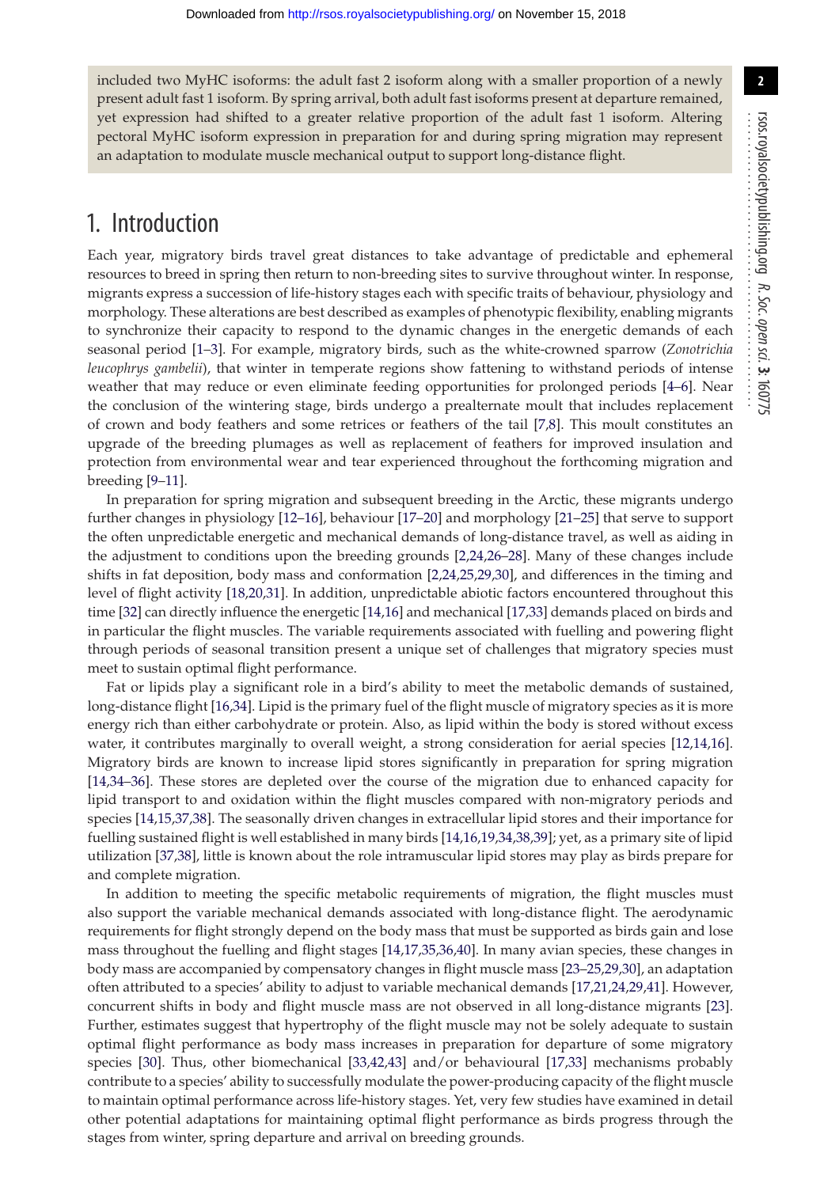included two MyHC isoforms: the adult fast 2 isoform along with a smaller proportion of a newly present adult fast 1 isoform. By spring arrival, both adult fast isoforms present at departure remained, yet expression had shifted to a greater relative proportion of the adult fast 1 isoform. Altering pectoral MyHC isoform expression in preparation for and during spring migration may represent an adaptation to modulate muscle mechanical output to support long-distance flight.

# 1. Introduction

Each year, migratory birds travel great distances to take advantage of predictable and ephemeral resources to breed in spring then return to non-breeding sites to survive throughout winter. In response, migrants express a succession of life-history stages each with specific traits of behaviour, physiology and morphology. These alterations are best described as examples of phenotypic flexibility, enabling migrants to synchronize their capacity to respond to the dynamic changes in the energetic demands of each seasonal period [1–3]. For example, migratory birds, such as the white-crowned sparrow (*Zonotrichia leucophrys gambelii*), that winter in temperate regions show fattening to withstand periods of intense weather that may reduce or even eliminate feeding opportunities for prolonged periods [4–6]. Near the conclusion of the wintering stage, birds undergo a prealternate moult that includes replacement of crown and body feathers and some retrices or feathers of the tail [7,8]. This moult constitutes an upgrade of the breeding plumages as well as replacement of feathers for improved insulation and protection from environmental wear and tear experienced throughout the forthcoming migration and breeding [9–11].

In preparation for spring migration and subsequent breeding in the Arctic, these migrants undergo further changes in physiology [12–16], behaviour [17–20] and morphology [21–25] that serve to support the often unpredictable energetic and mechanical demands of long-distance travel, as well as aiding in the adjustment to conditions upon the breeding grounds [2,24,26–28]. Many of these changes include shifts in fat deposition, body mass and conformation [2,24,25,29,30], and differences in the timing and level of flight activity [18,20,31]. In addition, unpredictable abiotic factors encountered throughout this time [32] can directly influence the energetic [14,16] and mechanical [17,33] demands placed on birds and in particular the flight muscles. The variable requirements associated with fuelling and powering flight through periods of seasonal transition present a unique set of challenges that migratory species must meet to sustain optimal flight performance.

Fat or lipids play a significant role in a bird's ability to meet the metabolic demands of sustained, long-distance flight [16,34]. Lipid is the primary fuel of the flight muscle of migratory species as it is more energy rich than either carbohydrate or protein. Also, as lipid within the body is stored without excess water, it contributes marginally to overall weight, a strong consideration for aerial species [12,14,16]. Migratory birds are known to increase lipid stores significantly in preparation for spring migration [14,34–36]. These stores are depleted over the course of the migration due to enhanced capacity for lipid transport to and oxidation within the flight muscles compared with non-migratory periods and species [14,15,37,38]. The seasonally driven changes in extracellular lipid stores and their importance for fuelling sustained flight is well established in many birds [14,16,19,34,38,39]; yet, as a primary site of lipid utilization [37,38], little is known about the role intramuscular lipid stores may play as birds prepare for and complete migration.

In addition to meeting the specific metabolic requirements of migration, the flight muscles must also support the variable mechanical demands associated with long-distance flight. The aerodynamic requirements for flight strongly depend on the body mass that must be supported as birds gain and lose mass throughout the fuelling and flight stages [14,17,35,36,40]. In many avian species, these changes in body mass are accompanied by compensatory changes in flight muscle mass [23–25,29,30], an adaptation often attributed to a species' ability to adjust to variable mechanical demands [17,21,24,29,41]. However, concurrent shifts in body and flight muscle mass are not observed in all long-distance migrants [23]. Further, estimates suggest that hypertrophy of the flight muscle may not be solely adequate to sustain optimal flight performance as body mass increases in preparation for departure of some migratory species [30]. Thus, other biomechanical [33,42,43] and/or behavioural [17,33] mechanisms probably contribute to a species' ability to successfully modulate the power-producing capacity of the flight muscle to maintain optimal performance across life-history stages. Yet, very few studies have examined in detail other potential adaptations for maintaining optimal flight performance as birds progress through the stages from winter, spring departure and arrival on breeding grounds.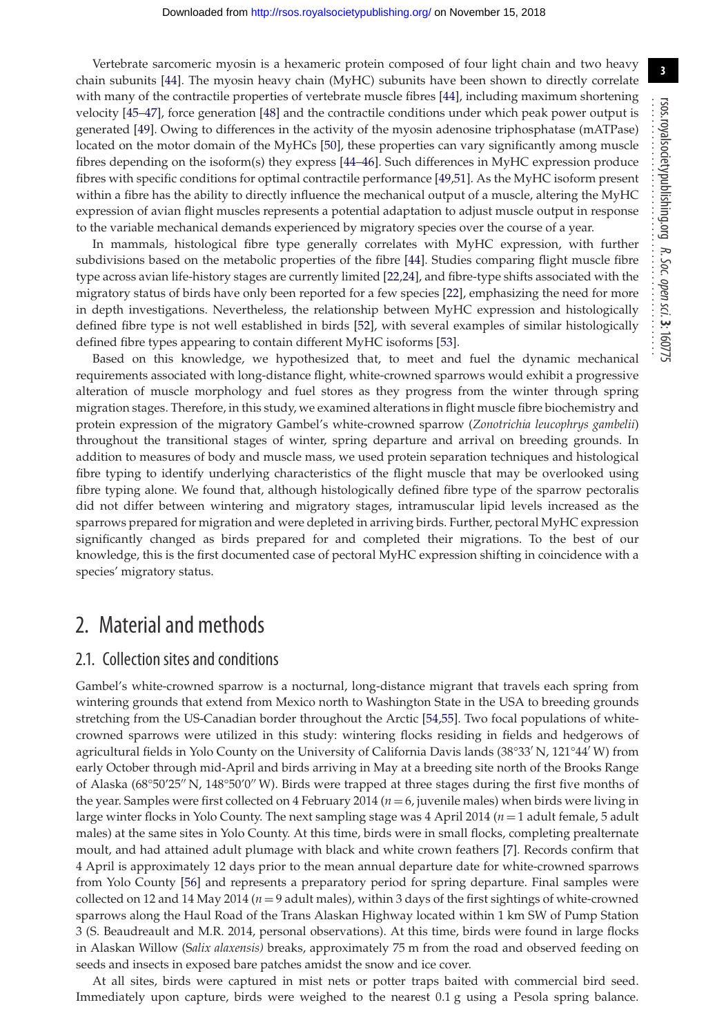Vertebrate sarcomeric myosin is a hexameric protein composed of four light chain and two heavy chain subunits [44]. The myosin heavy chain (MyHC) subunits have been shown to directly correlate with many of the contractile properties of vertebrate muscle fibres [44], including maximum shortening velocity [45–47], force generation [48] and the contractile conditions under which peak power output is generated [49]. Owing to differences in the activity of the myosin adenosine triphosphatase (mATPase) located on the motor domain of the MyHCs [50], these properties can vary significantly among muscle fibres depending on the isoform(s) they express [44–46]. Such differences in MyHC expression produce fibres with specific conditions for optimal contractile performance [49,51]. As the MyHC isoform present within a fibre has the ability to directly influence the mechanical output of a muscle, altering the MyHC expression of avian flight muscles represents a potential adaptation to adjust muscle output in response to the variable mechanical demands experienced by migratory species over the course of a year.

In mammals, histological fibre type generally correlates with MyHC expression, with further subdivisions based on the metabolic properties of the fibre [44]. Studies comparing flight muscle fibre type across avian life-history stages are currently limited [22,24], and fibre-type shifts associated with the migratory status of birds have only been reported for a few species [22], emphasizing the need for more in depth investigations. Nevertheless, the relationship between MyHC expression and histologically defined fibre type is not well established in birds [52], with several examples of similar histologically defined fibre types appearing to contain different MyHC isoforms [53].

Based on this knowledge, we hypothesized that, to meet and fuel the dynamic mechanical requirements associated with long-distance flight, white-crowned sparrows would exhibit a progressive alteration of muscle morphology and fuel stores as they progress from the winter through spring migration stages. Therefore, in this study, we examined alterations in flight muscle fibre biochemistry and protein expression of the migratory Gambel's white-crowned sparrow (*Zonotrichia leucophrys gambelii*) throughout the transitional stages of winter, spring departure and arrival on breeding grounds. In addition to measures of body and muscle mass, we used protein separation techniques and histological fibre typing to identify underlying characteristics of the flight muscle that may be overlooked using fibre typing alone. We found that, although histologically defined fibre type of the sparrow pectoralis did not differ between wintering and migratory stages, intramuscular lipid levels increased as the sparrows prepared for migration and were depleted in arriving birds. Further, pectoral MyHC expression significantly changed as birds prepared for and completed their migrations. To the best of our knowledge, this is the first documented case of pectoral MyHC expression shifting in coincidence with a species' migratory status.

## 2. Material and methods

### 2.1. Collection sites and conditions

Gambel's white-crowned sparrow is a nocturnal, long-distance migrant that travels each spring from wintering grounds that extend from Mexico north to Washington State in the USA to breeding grounds stretching from the US-Canadian border throughout the Arctic [54,55]. Two focal populations of white-crowned sparrows were utilized in this study: wintering flocks residing in fields and hedgerows of agricultural fields in Yolo County on the University of California Davis lands (38°33′ N, 121°44′ W) from early October through mid-April and birds arriving in May at a breeding site north of the Brooks Range of Alaska (68°50′25″ N, 148°50′0″ W). Birds were trapped at three stages during the first five months of the year. Samples were first collected on 4 February 2014 ($n = 6$, juvenile males) when birds were living in large winter flocks in Yolo County. The next sampling stage was 4 April 2014 ($n = 1$ adult female, 5 adult males) at the same sites in Yolo County. At this time, birds were in small flocks, completing prealternate moult, and had attained adult plumage with black and white crown feathers [7]. Records confirm that 4 April is approximately 12 days prior to the mean annual departure date for white-crowned sparrows from Yolo County [56] and represents a preparatory period for spring departure. Final samples were collected on 12 and 14 May 2014 ($n = 9$ adult males), within 3 days of the first sightings of white-crowned sparrows along the Haul Road of the Trans Alaskan Highway located within 1 km SW of Pump Station 3 (S. Beaudreault and M.R. 2014, personal observations). At this time, birds were found in large flocks in Alaskan Willow (*Salix alaxensis)* breaks, approximately 75 m from the road and observed feeding on seeds and insects in exposed bare patches amidst the snow and ice cover.

At all sites, birds were captured in mist nets or potter traps baited with commercial bird seed. Immediately upon capture, birds were weighed to the nearest 0.1 g using a Pesola spring balance.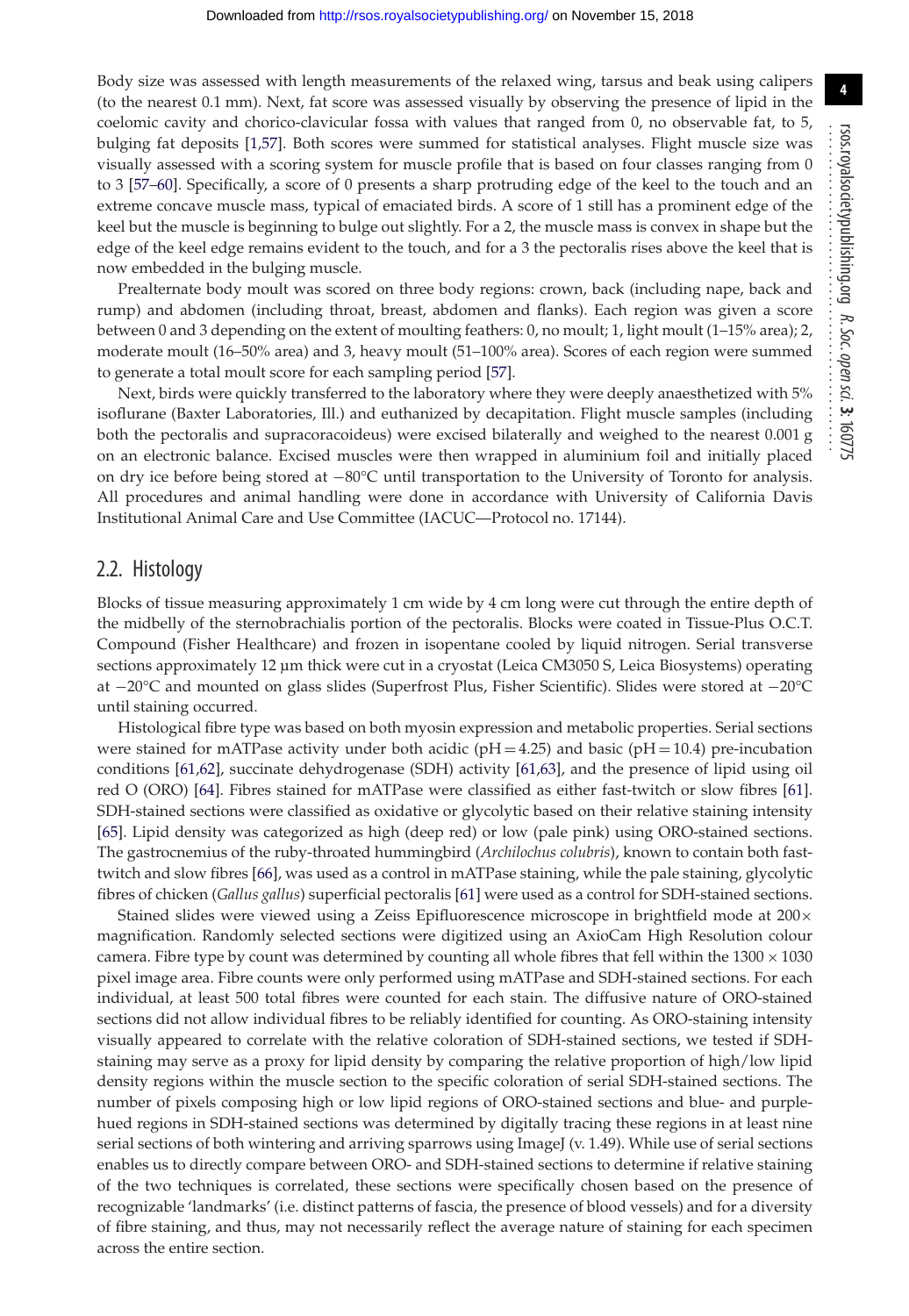Body size was assessed with length measurements of the relaxed wing, tarsus and beak using calipers (to the nearest 0.1 mm). Next, fat score was assessed visually by observing the presence of lipid in the coelomic cavity and chorico-clavicular fossa with values that ranged from 0, no observable fat, to 5, bulging fat deposits [1,57]. Both scores were summed for statistical analyses. Flight muscle size was visually assessed with a scoring system for muscle profile that is based on four classes ranging from 0 to 3 [57–60]. Specifically, a score of 0 presents a sharp protruding edge of the keel to the touch and an extreme concave muscle mass, typical of emaciated birds. A score of 1 still has a prominent edge of the keel but the muscle is beginning to bulge out slightly. For a 2, the muscle mass is convex in shape but the edge of the keel edge remains evident to the touch, and for a 3 the pectoralis rises above the keel that is now embedded in the bulging muscle.

Prealternate body moult was scored on three body regions: crown, back (including nape, back and rump) and abdomen (including throat, breast, abdomen and flanks). Each region was given a score between 0 and 3 depending on the extent of moulting feathers: 0, no moult; 1, light moult (1–15% area); 2, moderate moult (16–50% area) and 3, heavy moult (51–100% area). Scores of each region were summed to generate a total moult score for each sampling period [57].

Next, birds were quickly transferred to the laboratory where they were deeply anaesthetized with 5% isoflurane (Baxter Laboratories, Ill.) and euthanized by decapitation. Flight muscle samples (including both the pectoralis and supracoracoideus) were excised bilaterally and weighed to the nearest 0.001 g on an electronic balance. Excised muscles were then wrapped in aluminium foil and initially placed on dry ice before being stored at −80°C until transportation to the University of Toronto for analysis. All procedures and animal handling were done in accordance with University of California Davis Institutional Animal Care and Use Committee (IACUC—Protocol no. 17144).

## 2.2. Histology

Blocks of tissue measuring approximately 1 cm wide by 4 cm long were cut through the entire depth of the midbelly of the sternobrachialis portion of the pectoralis. Blocks were coated in Tissue-Plus O.C.T. Compound (Fisher Healthcare) and frozen in isopentane cooled by liquid nitrogen. Serial transverse sections approximately 12 µm thick were cut in a cryostat (Leica CM3050 S, Leica Biosystems) operating at −20°C and mounted on glass slides (Superfrost Plus, Fisher Scientific). Slides were stored at −20°C until staining occurred.

Histological fibre type was based on both myosin expression and metabolic properties. Serial sections were stained for mATPase activity under both acidic (pH = 4.25) and basic (pH = 10.4) pre-incubation conditions [61,62], succinate dehydrogenase (SDH) activity [61,63], and the presence of lipid using oil red O (ORO) [64]. Fibres stained for mATPase were classified as either fast-twitch or slow fibres [61]. SDH-stained sections were classified as oxidative or glycolytic based on their relative staining intensity [65]. Lipid density was categorized as high (deep red) or low (pale pink) using ORO-stained sections. The gastrocnemius of the ruby-throated hummingbird (*Archilochus colubris*), known to contain both fast-twitch and slow fibres [66], was used as a control in mATPase staining, while the pale staining, glycolytic fibres of chicken (*Gallus gallus*) superficial pectoralis [61] were used as a control for SDH-stained sections.

Stained slides were viewed using a Zeiss Epifluorescence microscope in brightfield mode at 200× magnification. Randomly selected sections were digitized using an AxioCam High Resolution colour camera. Fibre type by count was determined by counting all whole fibres that fell within the 1300 × 1030 pixel image area. Fibre counts were only performed using mATPase and SDH-stained sections. For each individual, at least 500 total fibres were counted for each stain. The diffusive nature of ORO-stained sections did not allow individual fibres to be reliably identified for counting. As ORO-staining intensity visually appeared to correlate with the relative coloration of SDH-stained sections, we tested if SDH-staining may serve as a proxy for lipid density by comparing the relative proportion of high/low lipid density regions within the muscle section to the specific coloration of serial SDH-stained sections. The number of pixels composing high or low lipid regions of ORO-stained sections and blue- and purple-hued regions in SDH-stained sections was determined by digitally tracing these regions in at least nine serial sections of both wintering and arriving sparrows using ImageJ (v. 1.49). While use of serial sections enables us to directly compare between ORO- and SDH-stained sections to determine if relative staining of the two techniques is correlated, these sections were specifically chosen based on the presence of recognizable 'landmarks' (i.e. distinct patterns of fascia, the presence of blood vessels) and for a diversity of fibre staining, and thus, may not necessarily reflect the average nature of staining for each specimen across the entire section.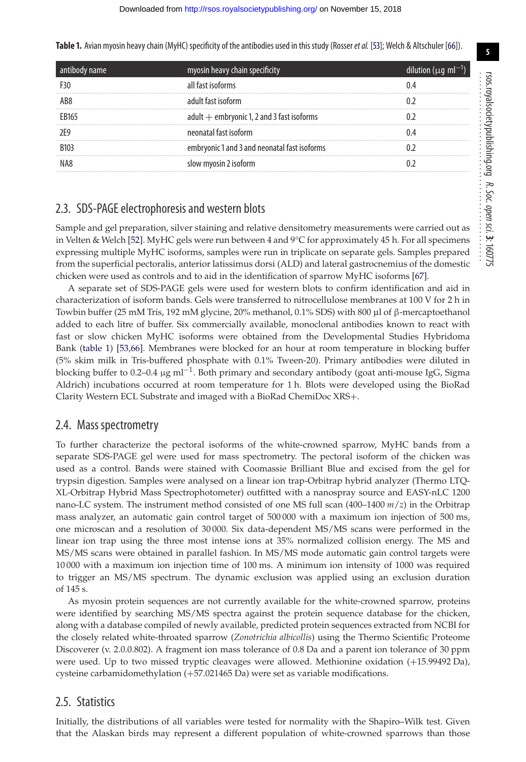**Table 1.** Avian myosin heavy chain (MyHC) specificity of the antibodies used in this study (Rosser *et al.* [53]; Welch & Altschuler [66]).

| antibody name | myosin heavy chain specificity | dilution ($\mu g\ ml^{-1}$) |
|---|---|---|
| F30 | all fast isoforms | 0.4 |
| AB8 | adult fast isoform | 0.2 |
| EB165 | adult + embryonic 1, 2 and 3 fast isoforms | 0.2 |
| 2E9 | neonatal fast isoform | 0.4 |
| B103 | embryonic 1 and 3 and neonatal fast isoforms | 0.2 |
| NA8 | slow myosin 2 isoform | 0.2 |

## 2.3. SDS-PAGE electrophoresis and western blots

Sample and gel preparation, silver staining and relative densitometry measurements were carried out as in Velten & Welch [52]. MyHC gels were run between 4 and 9°C for approximately 45 h. For all specimens expressing multiple MyHC isoforms, samples were run in triplicate on separate gels. Samples prepared from the superficial pectoralis, anterior latissimus dorsi (ALD) and lateral gastrocnemius of the domestic chicken were used as controls and to aid in the identification of sparrow MyHC isoforms [67].

A separate set of SDS-PAGE gels were used for western blots to confirm identification and aid in characterization of isoform bands. Gels were transferred to nitrocellulose membranes at 100 V for 2 h in Towbin buffer (25 mM Tris, 192 mM glycine, 20% methanol, 0.1% SDS) with 800 µl of β-mercaptoethanol added to each litre of buffer. Six commercially available, monoclonal antibodies known to react with fast or slow chicken MyHC isoforms were obtained from the Developmental Studies Hybridoma Bank (table 1) [53,66]. Membranes were blocked for an hour at room temperature in blocking buffer (5% skim milk in Tris-buffered phosphate with 0.1% Tween-20). Primary antibodies were diluted in blocking buffer to 0.2–0.4 $\mu g\ ml^{-1}$. Both primary and secondary antibody (goat anti-mouse IgG, Sigma Aldrich) incubations occurred at room temperature for 1 h. Blots were developed using the BioRad Clarity Western ECL Substrate and imaged with a BioRad ChemiDoc XRS+.

## 2.4. Mass spectrometry

To further characterize the pectoral isoforms of the white-crowned sparrow, MyHC bands from a separate SDS-PAGE gel were used for mass spectrometry. The pectoral isoform of the chicken was used as a control. Bands were stained with Coomassie Brilliant Blue and excised from the gel for trypsin digestion. Samples were analysed on a linear ion trap-Orbitrap hybrid analyzer (Thermo LTQ-XL-Orbitrap Hybrid Mass Spectrophotometer) outfitted with a nanospray source and EASY-nLC 1200 nano-LC system. The instrument method consisted of one MS full scan (400–1400 $m/z$) in the Orbitrap mass analyzer, an automatic gain control target of 500 000 with a maximum ion injection of 500 ms, one microscan and a resolution of 30 000. Six data-dependent MS/MS scans were performed in the linear ion trap using the three most intense ions at 35% normalized collision energy. The MS and MS/MS scans were obtained in parallel fashion. In MS/MS mode automatic gain control targets were 10 000 with a maximum ion injection time of 100 ms. A minimum ion intensity of 1000 was required to trigger an MS/MS spectrum. The dynamic exclusion was applied using an exclusion duration of 145 s.

As myosin protein sequences are not currently available for the white-crowned sparrow, proteins were identified by searching MS/MS spectra against the protein sequence database for the chicken, along with a database compiled of newly available, predicted protein sequences extracted from NCBI for the closely related white-throated sparrow (*Zonotrichia albicollis*) using the Thermo Scientific Proteome Discoverer (v. 2.0.0.802). A fragment ion mass tolerance of 0.8 Da and a parent ion tolerance of 30 ppm were used. Up to two missed tryptic cleavages were allowed. Methionine oxidation (+15.99492 Da), cysteine carbamidomethylation (+57.021465 Da) were set as variable modifications.

## 2.5. Statistics

Initially, the distributions of all variables were tested for normality with the Shapiro–Wilk test. Given that the Alaskan birds may represent a different population of white-crowned sparrows than those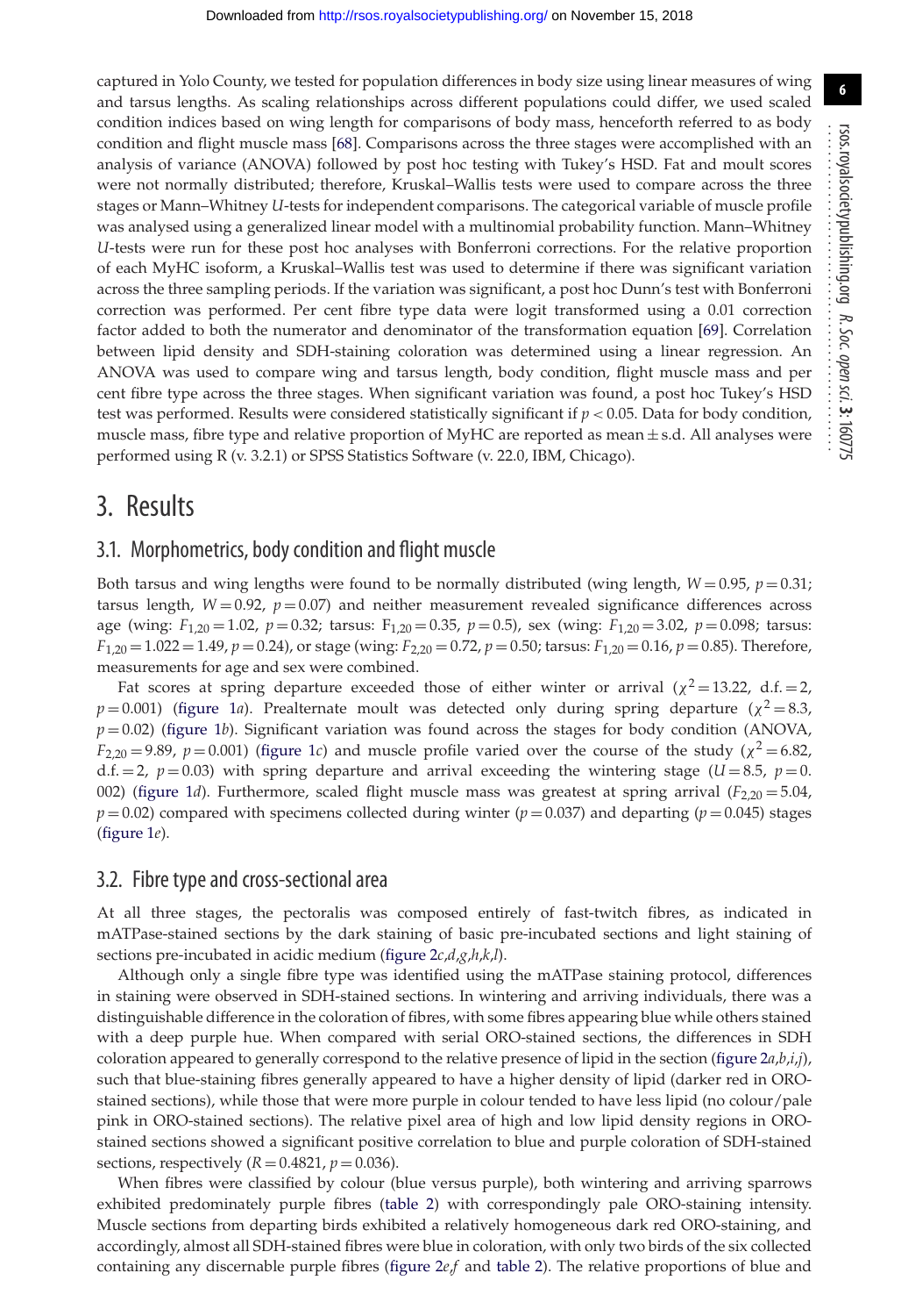captured in Yolo County, we tested for population differences in body size using linear measures of wing and tarsus lengths. As scaling relationships across different populations could differ, we used scaled condition indices based on wing length for comparisons of body mass, henceforth referred to as body condition and flight muscle mass [68]. Comparisons across the three stages were accomplished with an analysis of variance (ANOVA) followed by post hoc testing with Tukey's HSD. Fat and moult scores were not normally distributed; therefore, Kruskal–Wallis tests were used to compare across the three stages or Mann–Whitney *U*-tests for independent comparisons. The categorical variable of muscle profile was analysed using a generalized linear model with a multinomial probability function. Mann–Whitney *U*-tests were run for these post hoc analyses with Bonferroni corrections. For the relative proportion of each MyHC isoform, a Kruskal–Wallis test was used to determine if there was significant variation across the three sampling periods. If the variation was significant, a post hoc Dunn's test with Bonferroni correction was performed. Per cent fibre type data were logit transformed using a 0.01 correction factor added to both the numerator and denominator of the transformation equation [69]. Correlation between lipid density and SDH-staining coloration was determined using a linear regression. An ANOVA was used to compare wing and tarsus length, body condition, flight muscle mass and per cent fibre type across the three stages. When significant variation was found, a post hoc Tukey's HSD test was performed. Results were considered statistically significant if $p < 0.05$. Data for body condition, muscle mass, fibre type and relative proportion of MyHC are reported as mean ± s.d. All analyses were performed using R (v. 3.2.1) or SPSS Statistics Software (v. 22.0, IBM, Chicago).

# 3. Results

## 3.1. Morphometrics, body condition and flight muscle

Both tarsus and wing lengths were found to be normally distributed (wing length, $W = 0.95$, $p = 0.31$; tarsus length, $W = 0.92$, $p = 0.07$) and neither measurement revealed significance differences across age (wing: $F_{1,20} = 1.02$, $p = 0.32$; tarsus: $F_{1,20} = 0.35$, $p = 0.5$), sex (wing: $F_{1,20} = 3.02$, $p = 0.098$; tarsus: $F_{1,20} = 1.022 = 1.49$, $p = 0.24$), or stage (wing: $F_{2,20} = 0.72$, $p = 0.50$; tarsus: $F_{1,20} = 0.16$, $p = 0.85$). Therefore, measurements for age and sex were combined.

Fat scores at spring departure exceeded those of either winter or arrival ($\chi^2 = 13.22$, d.f. = 2, $p = 0.001$) (figure 1*a*). Prealternate moult was detected only during spring departure ($\chi^2 = 8.3$, $p = 0.02$) (figure 1*b*). Significant variation was found across the stages for body condition (ANOVA, $F_{2,20} = 9.89$, $p = 0.001$) (figure 1*c*) and muscle profile varied over the course of the study ($\chi^2 = 6.82$, d.f. = 2, $p = 0.03$) with spring departure and arrival exceeding the wintering stage ($U = 8.5$, $p = 0.002$) (figure 1*d*). Furthermore, scaled flight muscle mass was greatest at spring arrival ($F_{2,20} = 5.04$, $p = 0.02$) compared with specimens collected during winter ($p = 0.037$) and departing ($p = 0.045$) stages (figure 1*e*).

## 3.2. Fibre type and cross-sectional area

At all three stages, the pectoralis was composed entirely of fast-twitch fibres, as indicated in mATPase-stained sections by the dark staining of basic pre-incubated sections and light staining of sections pre-incubated in acidic medium (figure 2*c*,*d*,*g*,*h*,*k*,*l*).

Although only a single fibre type was identified using the mATPase staining protocol, differences in staining were observed in SDH-stained sections. In wintering and arriving individuals, there was a distinguishable difference in the coloration of fibres, with some fibres appearing blue while others stained with a deep purple hue. When compared with serial ORO-stained sections, the differences in SDH coloration appeared to generally correspond to the relative presence of lipid in the section (figure 2*a*,*b*,*i*,*j*), such that blue-staining fibres generally appeared to have a higher density of lipid (darker red in ORO-stained sections), while those that were more purple in colour tended to have less lipid (no colour/pale pink in ORO-stained sections). The relative pixel area of high and low lipid density regions in ORO-stained sections showed a significant positive correlation to blue and purple coloration of SDH-stained sections, respectively ($R = 0.4821$, $p = 0.036$).

When fibres were classified by colour (blue versus purple), both wintering and arriving sparrows exhibited predominately purple fibres (table 2) with correspondingly pale ORO-staining intensity. Muscle sections from departing birds exhibited a relatively homogeneous dark red ORO-staining, and accordingly, almost all SDH-stained fibres were blue in coloration, with only two birds of the six collected containing any discernable purple fibres (figure 2*e*,*f* and table 2). The relative proportions of blue and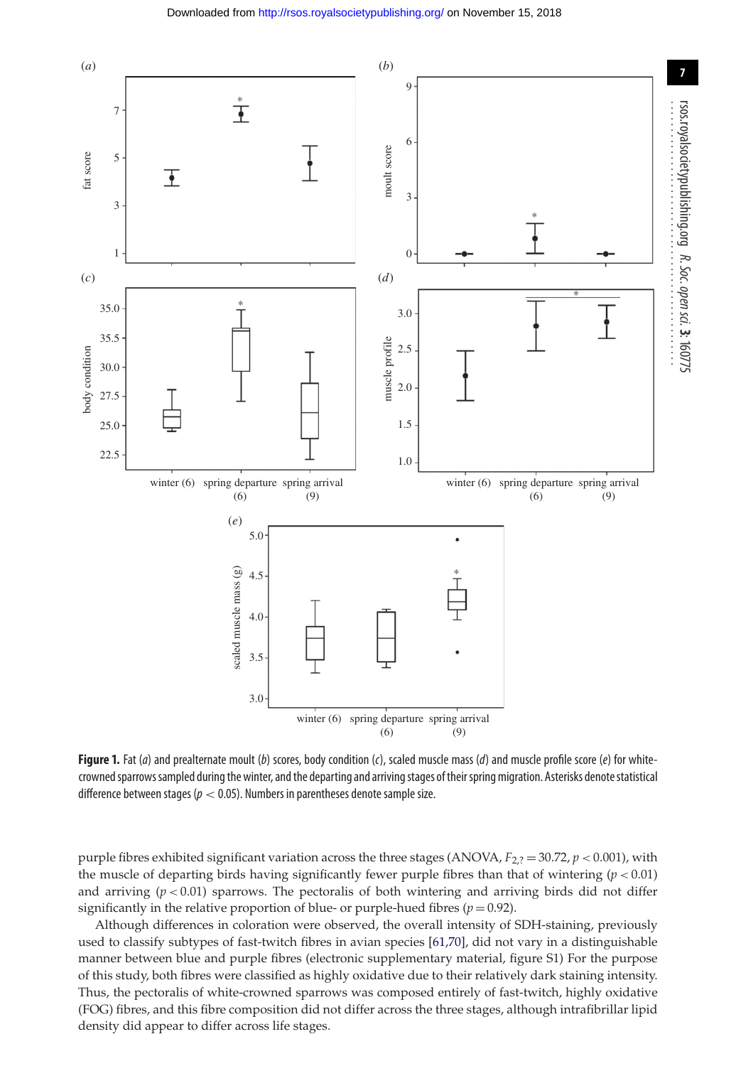**Figure 1.** Fat (*a*) and prealternate moult (*b*) scores, body condition (*c*), scaled muscle mass (*d*) and muscle profile score (*e*) for white-crowned sparrows sampled during the winter, and the departing and arriving stages of their spring migration. Asterisks denote statistical difference between stages ($p < 0.05$). Numbers in parentheses denote sample size.

purple fibres exhibited significant variation across the three stages (ANOVA, $F_{2,?} = 30.72$, $p < 0.001$), with the muscle of departing birds having significantly fewer purple fibres than that of wintering ($p < 0.01$) and arriving ($p < 0.01$) sparrows. The pectoralis of both wintering and arriving birds did not differ significantly in the relative proportion of blue- or purple-hued fibres ($p = 0.92$).

Although differences in coloration were observed, the overall intensity of SDH-staining, previously used to classify subtypes of fast-twitch fibres in avian species [61,70], did not vary in a distinguishable manner between blue and purple fibres (electronic supplementary material, figure S1) For the purpose of this study, both fibres were classified as highly oxidative due to their relatively dark staining intensity. Thus, the pectoralis of white-crowned sparrows was composed entirely of fast-twitch, highly oxidative (FOG) fibres, and this fibre composition did not differ across the three stages, although intrafibrillar lipid density did appear to differ across life stages.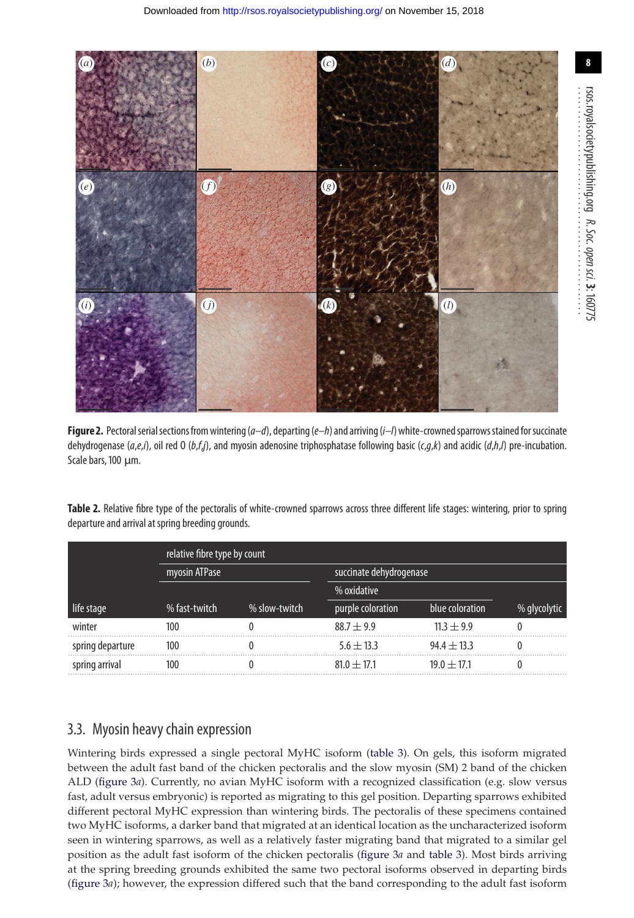**Figure 2.** Pectoral serial sections from wintering (*a–d*), departing (*e–h*) and arriving (*i–l*) white-crowned sparrows stained for succinate dehydrogenase (*a,e,i*), oil red O (*b,f,j*), and myosin adenosine triphosphatase following basic (*c,g,k*) and acidic (*d,h,l*) pre-incubation. Scale bars, 100 µm.

**Table 2.** Relative fibre type of the pectoralis of white-crowned sparrows across three different life stages: wintering, prior to spring departure and arrival at spring breeding grounds.

| | relative fibre type by count | | | | |
|---|---|---|---|---|---|
| | myosin ATPase | | succinate dehydrogenase | | |
| | | | % oxidative | | |
| life stage | % fast-twitch | % slow-twitch | purple coloration | blue coloration | % glycolytic |
| winter | 100 | 0 | 88.7 ± 9.9 | 11.3 ± 9.9 | 0 |
| spring departure | 100 | 0 | 5.6 ± 13.3 | 94.4 ± 13.3 | 0 |
| spring arrival | 100 | 0 | 81.0 ± 17.1 | 19.0 ± 17.1 | 0 |

## 3.3. Myosin heavy chain expression

Wintering birds expressed a single pectoral MyHC isoform (table 3). On gels, this isoform migrated between the adult fast band of the chicken pectoralis and the slow myosin (SM) 2 band of the chicken ALD (figure 3*a*). Currently, no avian MyHC isoform with a recognized classification (e.g. slow versus fast, adult versus embryonic) is reported as migrating to this gel position. Departing sparrows exhibited different pectoral MyHC expression than wintering birds. The pectoralis of these specimens contained two MyHC isoforms, a darker band that migrated at an identical location as the uncharacterized isoform seen in wintering sparrows, as well as a relatively faster migrating band that migrated to a similar gel position as the adult fast isoform of the chicken pectoralis (figure 3*a* and table 3). Most birds arriving at the spring breeding grounds exhibited the same two pectoral isoforms observed in departing birds (figure 3*a*); however, the expression differed such that the band corresponding to the adult fast isoform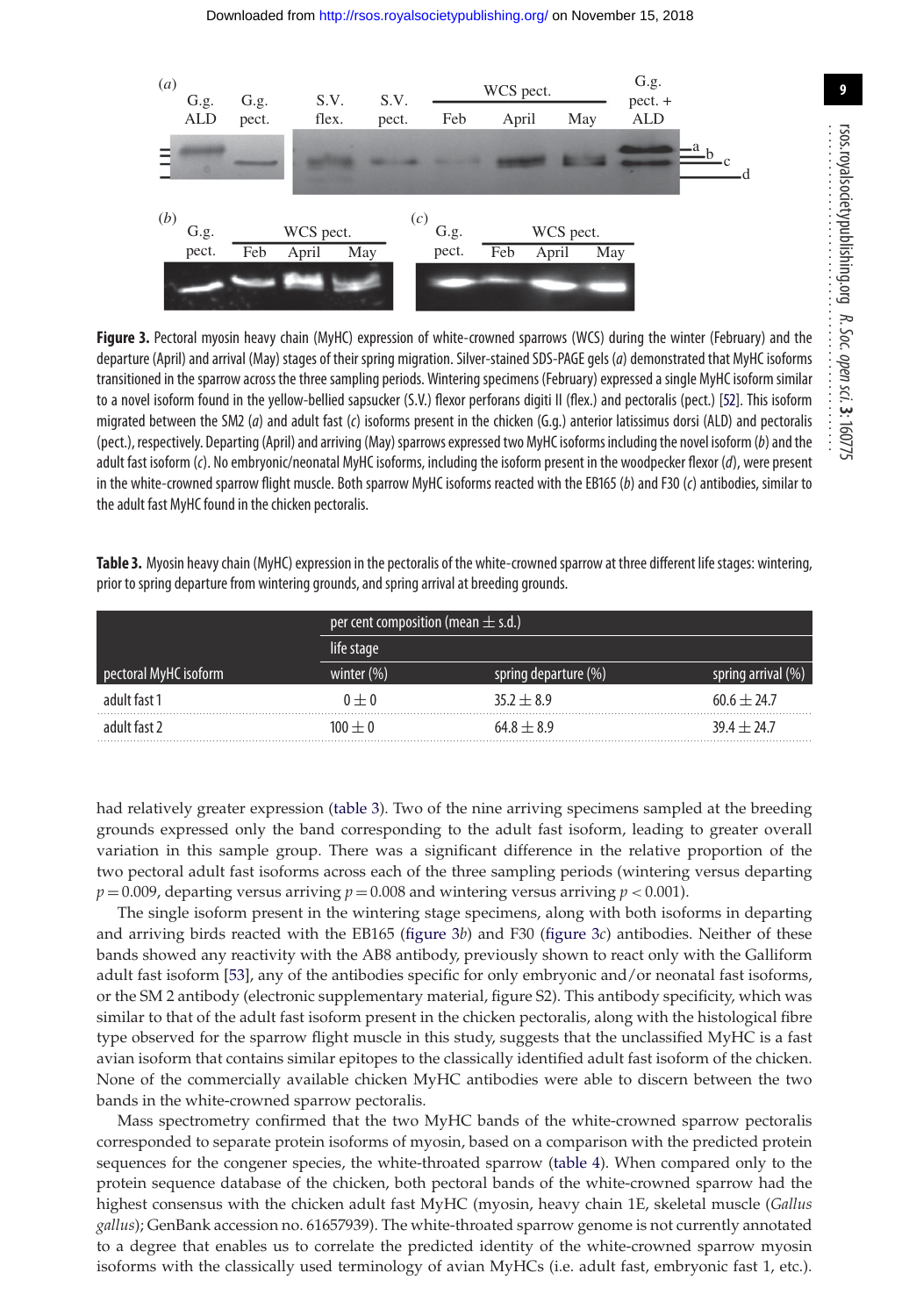**Figure 3.** Pectoral myosin heavy chain (MyHC) expression of white-crowned sparrows (WCS) during the winter (February) and the departure (April) and arrival (May) stages of their spring migration. Silver-stained SDS-PAGE gels (*a*) demonstrated that MyHC isoforms transitioned in the sparrow across the three sampling periods. Wintering specimens (February) expressed a single MyHC isoform similar to a novel isoform found in the yellow-bellied sapsucker (S.V.) flexor perforans digiti II (flex.) and pectoralis (pect.) [52]. This isoform migrated between the SM2 (*a*) and adult fast (*c*) isoforms present in the chicken (G.g.) anterior latissimus dorsi (ALD) and pectoralis (pect.), respectively. Departing (April) and arriving (May) sparrows expressed two MyHC isoforms including the novel isoform (*b*) and the adult fast isoform (*c*). No embryonic/neonatal MyHC isoforms, including the isoform present in the woodpecker flexor (*d*), were present in the white-crowned sparrow flight muscle. Both sparrow MyHC isoforms reacted with the EB165 (*b*) and F30 (*c*) antibodies, similar to the adult fast MyHC found in the chicken pectoralis.

**Table 3.** Myosin heavy chain (MyHC) expression in the pectoralis of the white-crowned sparrow at three different life stages: wintering, prior to spring departure from wintering grounds, and spring arrival at breeding grounds.

| | per cent composition (mean ± s.d.) | | |
|---|---|---|---|
| | life stage | | |
| pectoral MyHC isoform | winter (%) | spring departure (%) | spring arrival (%) |
| adult fast 1 | $0 \pm 0$ | $35.2 \pm 8.9$ | $60.6 \pm 24.7$ |
| adult fast 2 | $100 \pm 0$ | $64.8 \pm 8.9$ | $39.4 \pm 24.7$ |

had relatively greater expression (table 3). Two of the nine arriving specimens sampled at the breeding grounds expressed only the band corresponding to the adult fast isoform, leading to greater overall variation in this sample group. There was a significant difference in the relative proportion of the two pectoral adult fast isoforms across each of the three sampling periods (wintering versus departing $p = 0.009$, departing versus arriving $p = 0.008$ and wintering versus arriving $p < 0.001$).

The single isoform present in the wintering stage specimens, along with both isoforms in departing and arriving birds reacted with the EB165 (figure 3*b*) and F30 (figure 3*c*) antibodies. Neither of these bands showed any reactivity with the AB8 antibody, previously shown to react only with the Galliform adult fast isoform [53], any of the antibodies specific for only embryonic and/or neonatal fast isoforms, or the SM 2 antibody (electronic supplementary material, figure S2). This antibody specificity, which was similar to that of the adult fast isoform present in the chicken pectoralis, along with the histological fibre type observed for the sparrow flight muscle in this study, suggests that the unclassified MyHC is a fast avian isoform that contains similar epitopes to the classically identified adult fast isoform of the chicken. None of the commercially available chicken MyHC antibodies were able to discern between the two bands in the white-crowned sparrow pectoralis.

Mass spectrometry confirmed that the two MyHC bands of the white-crowned sparrow pectoralis corresponded to separate protein isoforms of myosin, based on a comparison with the predicted protein sequences for the congener species, the white-throated sparrow (table 4). When compared only to the protein sequence database of the chicken, both pectoral bands of the white-crowned sparrow had the highest consensus with the chicken adult fast MyHC (myosin, heavy chain 1E, skeletal muscle (*Gallus gallus*); GenBank accession no. 61657939). The white-throated sparrow genome is not currently annotated to a degree that enables us to correlate the predicted identity of the white-crowned sparrow myosin isoforms with the classically used terminology of avian MyHCs (i.e. adult fast, embryonic fast 1, etc.).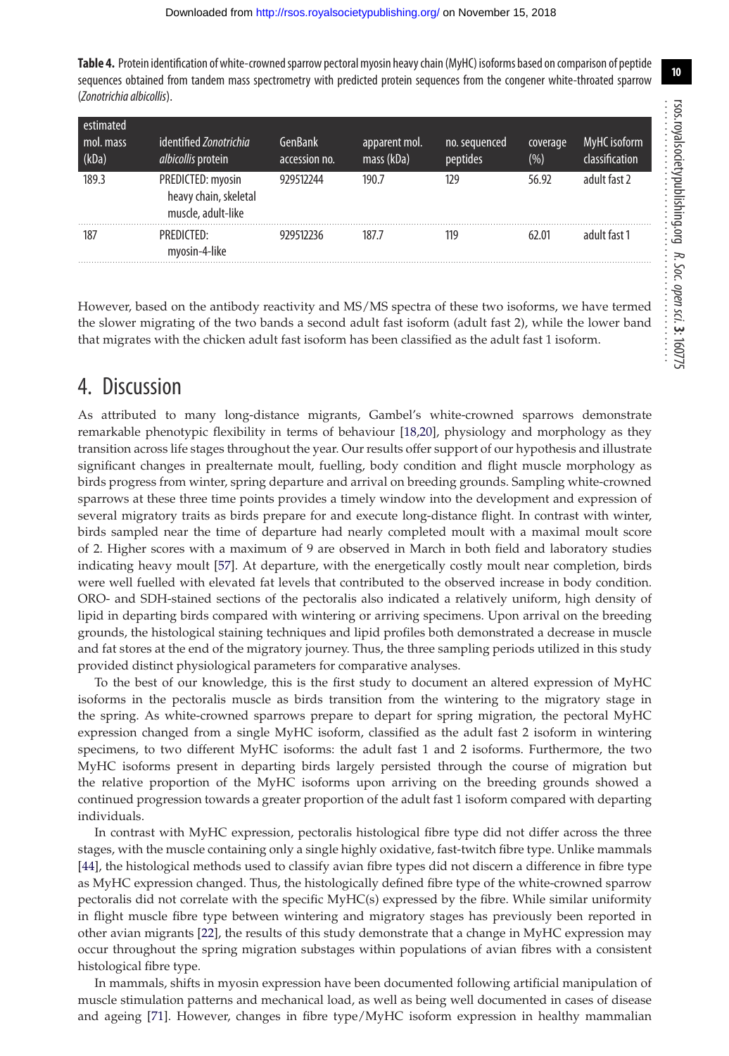**Table 4.** Protein identification of white-crowned sparrow pectoral myosin heavy chain (MyHC) isoforms based on comparison of peptide sequences obtained from tandem mass spectrometry with predicted protein sequences from the congener white-throated sparrow (*Zonotrichia albicollis*).

| estimated mol. mass (kDa) | identified *Zonotrichia albicollis* protein | GenBank accession no. | apparent mol. mass (kDa) | no. sequenced peptides | coverage (%) | MyHC isoform classification |
|---|---|---|---|---|---|---|
| 189.3 | PREDICTED: myosin heavy chain, skeletal muscle, adult-like | 929512244 | 190.7 | 129 | 56.92 | adult fast 2 |
| 187 | PREDICTED: myosin-4-like | 929512236 | 187.7 | 119 | 62.01 | adult fast 1 |

However, based on the antibody reactivity and MS/MS spectra of these two isoforms, we have termed the slower migrating of the two bands a second adult fast isoform (adult fast 2), while the lower band that migrates with the chicken adult fast isoform has been classified as the adult fast 1 isoform.

## 4. Discussion

As attributed to many long-distance migrants, Gambel's white-crowned sparrows demonstrate remarkable phenotypic flexibility in terms of behaviour [18,20], physiology and morphology as they transition across life stages throughout the year. Our results offer support of our hypothesis and illustrate significant changes in prealternate moult, fuelling, body condition and flight muscle morphology as birds progress from winter, spring departure and arrival on breeding grounds. Sampling white-crowned sparrows at these three time points provides a timely window into the development and expression of several migratory traits as birds prepare for and execute long-distance flight. In contrast with winter, birds sampled near the time of departure had nearly completed moult with a maximal moult score of 2. Higher scores with a maximum of 9 are observed in March in both field and laboratory studies indicating heavy moult [57]. At departure, with the energetically costly moult near completion, birds were well fuelled with elevated fat levels that contributed to the observed increase in body condition. ORO- and SDH-stained sections of the pectoralis also indicated a relatively uniform, high density of lipid in departing birds compared with wintering or arriving specimens. Upon arrival on the breeding grounds, the histological staining techniques and lipid profiles both demonstrated a decrease in muscle and fat stores at the end of the migratory journey. Thus, the three sampling periods utilized in this study provided distinct physiological parameters for comparative analyses.

To the best of our knowledge, this is the first study to document an altered expression of MyHC isoforms in the pectoralis muscle as birds transition from the wintering to the migratory stage in the spring. As white-crowned sparrows prepare to depart for spring migration, the pectoral MyHC expression changed from a single MyHC isoform, classified as the adult fast 2 isoform in wintering specimens, to two different MyHC isoforms: the adult fast 1 and 2 isoforms. Furthermore, the two MyHC isoforms present in departing birds largely persisted through the course of migration but the relative proportion of the MyHC isoforms upon arriving on the breeding grounds showed a continued progression towards a greater proportion of the adult fast 1 isoform compared with departing individuals.

In contrast with MyHC expression, pectoralis histological fibre type did not differ across the three stages, with the muscle containing only a single highly oxidative, fast-twitch fibre type. Unlike mammals [44], the histological methods used to classify avian fibre types did not discern a difference in fibre type as MyHC expression changed. Thus, the histologically defined fibre type of the white-crowned sparrow pectoralis did not correlate with the specific MyHC(s) expressed by the fibre. While similar uniformity in flight muscle fibre type between wintering and migratory stages has previously been reported in other avian migrants [22], the results of this study demonstrate that a change in MyHC expression may occur throughout the spring migration substages within populations of avian fibres with a consistent histological fibre type.

In mammals, shifts in myosin expression have been documented following artificial manipulation of muscle stimulation patterns and mechanical load, as well as being well documented in cases of disease and ageing [71]. However, changes in fibre type/MyHC isoform expression in healthy mammalian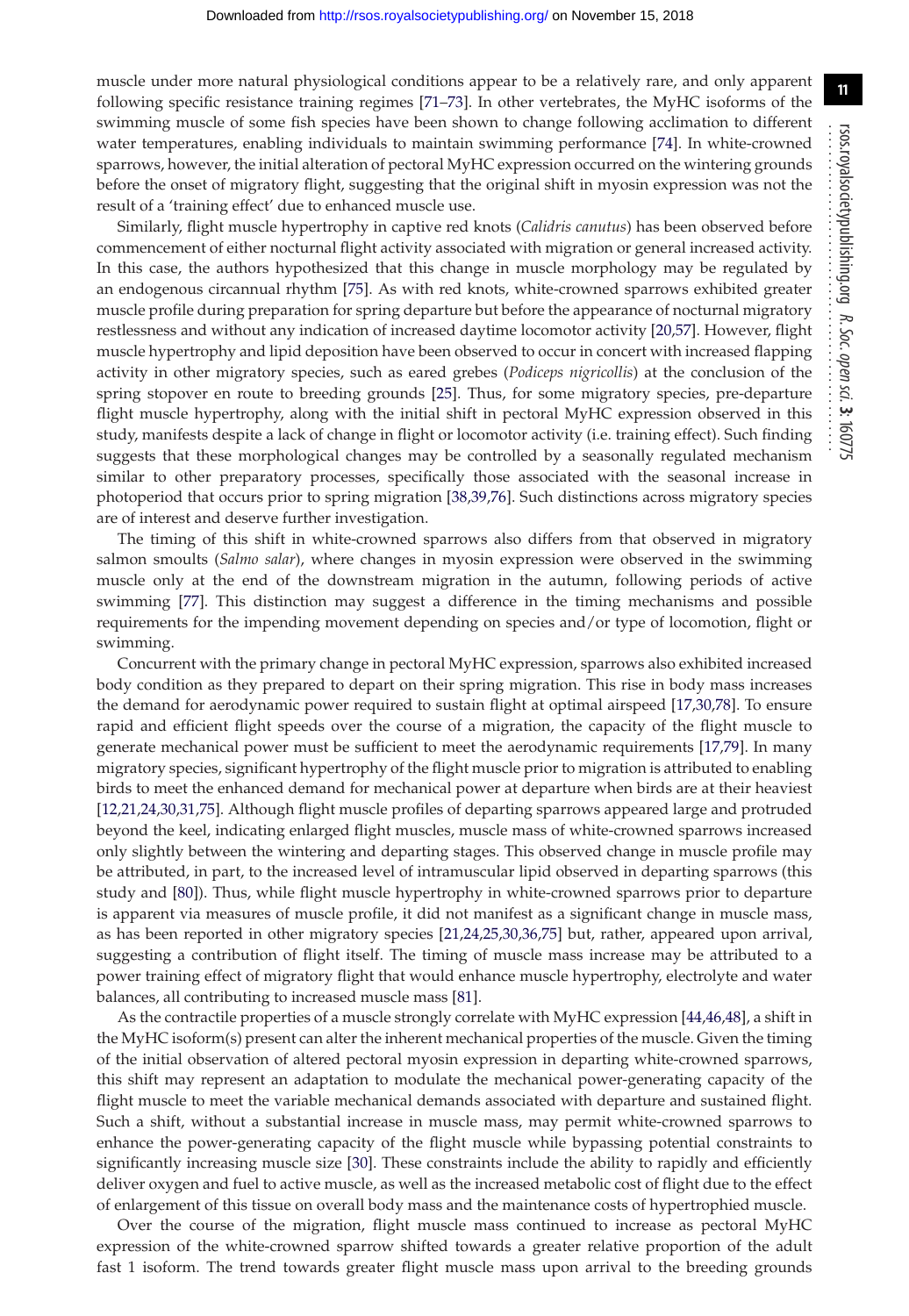muscle under more natural physiological conditions appear to be a relatively rare, and only apparent following specific resistance training regimes [71–73]. In other vertebrates, the MyHC isoforms of the swimming muscle of some fish species have been shown to change following acclimation to different water temperatures, enabling individuals to maintain swimming performance [74]. In white-crowned sparrows, however, the initial alteration of pectoral MyHC expression occurred on the wintering grounds before the onset of migratory flight, suggesting that the original shift in myosin expression was not the result of a 'training effect' due to enhanced muscle use.

Similarly, flight muscle hypertrophy in captive red knots (*Calidris canutus*) has been observed before commencement of either nocturnal flight activity associated with migration or general increased activity. In this case, the authors hypothesized that this change in muscle morphology may be regulated by an endogenous circannual rhythm [75]. As with red knots, white-crowned sparrows exhibited greater muscle profile during preparation for spring departure but before the appearance of nocturnal migratory restlessness and without any indication of increased daytime locomotor activity [20,57]. However, flight muscle hypertrophy and lipid deposition have been observed to occur in concert with increased flapping activity in other migratory species, such as eared grebes (*Podiceps nigricollis*) at the conclusion of the spring stopover en route to breeding grounds [25]. Thus, for some migratory species, pre-departure flight muscle hypertrophy, along with the initial shift in pectoral MyHC expression observed in this study, manifests despite a lack of change in flight or locomotor activity (i.e. training effect). Such finding suggests that these morphological changes may be controlled by a seasonally regulated mechanism similar to other preparatory processes, specifically those associated with the seasonal increase in photoperiod that occurs prior to spring migration [38,39,76]. Such distinctions across migratory species are of interest and deserve further investigation.

The timing of this shift in white-crowned sparrows also differs from that observed in migratory salmon smoults (*Salmo salar*), where changes in myosin expression were observed in the swimming muscle only at the end of the downstream migration in the autumn, following periods of active swimming [77]. This distinction may suggest a difference in the timing mechanisms and possible requirements for the impending movement depending on species and/or type of locomotion, flight or swimming.

Concurrent with the primary change in pectoral MyHC expression, sparrows also exhibited increased body condition as they prepared to depart on their spring migration. This rise in body mass increases the demand for aerodynamic power required to sustain flight at optimal airspeed [17,30,78]. To ensure rapid and efficient flight speeds over the course of a migration, the capacity of the flight muscle to generate mechanical power must be sufficient to meet the aerodynamic requirements [17,79]. In many migratory species, significant hypertrophy of the flight muscle prior to migration is attributed to enabling birds to meet the enhanced demand for mechanical power at departure when birds are at their heaviest [12,21,24,30,31,75]. Although flight muscle profiles of departing sparrows appeared large and protruded beyond the keel, indicating enlarged flight muscles, muscle mass of white-crowned sparrows increased only slightly between the wintering and departing stages. This observed change in muscle profile may be attributed, in part, to the increased level of intramuscular lipid observed in departing sparrows (this study and [80]). Thus, while flight muscle hypertrophy in white-crowned sparrows prior to departure is apparent via measures of muscle profile, it did not manifest as a significant change in muscle mass, as has been reported in other migratory species [21,24,25,30,36,75] but, rather, appeared upon arrival, suggesting a contribution of flight itself. The timing of muscle mass increase may be attributed to a power training effect of migratory flight that would enhance muscle hypertrophy, electrolyte and water balances, all contributing to increased muscle mass [81].

As the contractile properties of a muscle strongly correlate with MyHC expression [44,46,48], a shift in the MyHC isoform(s) present can alter the inherent mechanical properties of the muscle. Given the timing of the initial observation of altered pectoral myosin expression in departing white-crowned sparrows, this shift may represent an adaptation to modulate the mechanical power-generating capacity of the flight muscle to meet the variable mechanical demands associated with departure and sustained flight. Such a shift, without a substantial increase in muscle mass, may permit white-crowned sparrows to enhance the power-generating capacity of the flight muscle while bypassing potential constraints to significantly increasing muscle size [30]. These constraints include the ability to rapidly and efficiently deliver oxygen and fuel to active muscle, as well as the increased metabolic cost of flight due to the effect of enlargement of this tissue on overall body mass and the maintenance costs of hypertrophied muscle.

Over the course of the migration, flight muscle mass continued to increase as pectoral MyHC expression of the white-crowned sparrow shifted towards a greater relative proportion of the adult fast 1 isoform. The trend towards greater flight muscle mass upon arrival to the breeding grounds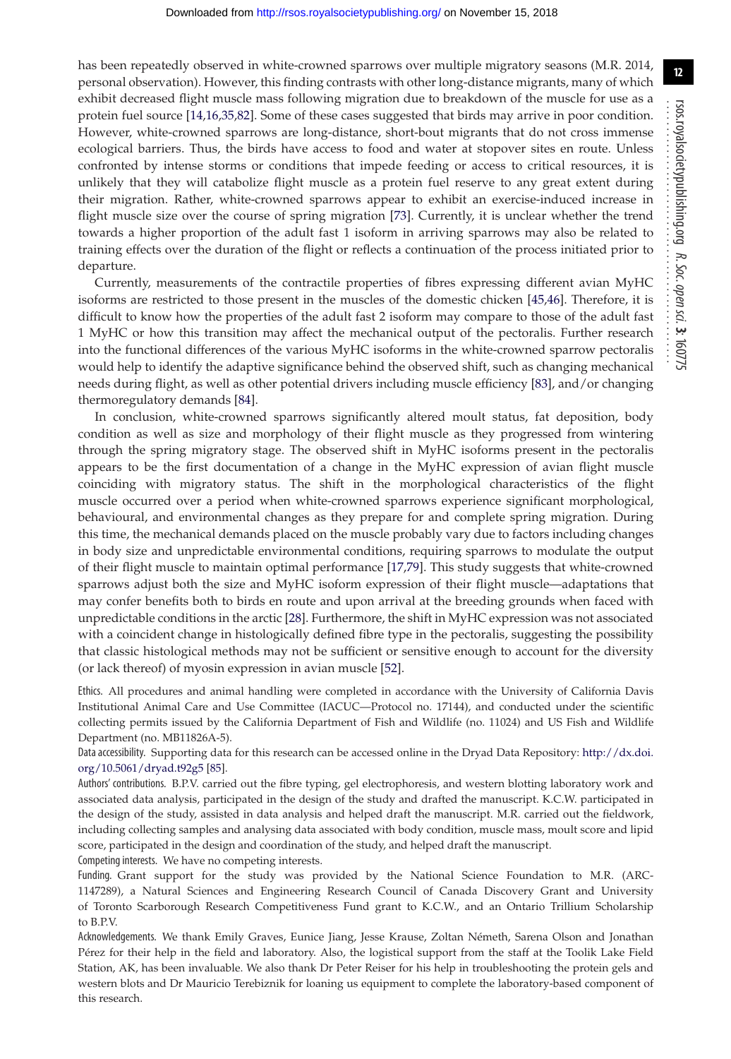has been repeatedly observed in white-crowned sparrows over multiple migratory seasons (M.R. 2014, personal observation). However, this finding contrasts with other long-distance migrants, many of which exhibit decreased flight muscle mass following migration due to breakdown of the muscle for use as a protein fuel source [14,16,35,82]. Some of these cases suggested that birds may arrive in poor condition. However, white-crowned sparrows are long-distance, short-bout migrants that do not cross immense ecological barriers. Thus, the birds have access to food and water at stopover sites en route. Unless confronted by intense storms or conditions that impede feeding or access to critical resources, it is unlikely that they will catabolize flight muscle as a protein fuel reserve to any great extent during their migration. Rather, white-crowned sparrows appear to exhibit an exercise-induced increase in flight muscle size over the course of spring migration [73]. Currently, it is unclear whether the trend towards a higher proportion of the adult fast 1 isoform in arriving sparrows may also be related to training effects over the duration of the flight or reflects a continuation of the process initiated prior to departure.

Currently, measurements of the contractile properties of fibres expressing different avian MyHC isoforms are restricted to those present in the muscles of the domestic chicken [45,46]. Therefore, it is difficult to know how the properties of the adult fast 2 isoform may compare to those of the adult fast 1 MyHC or how this transition may affect the mechanical output of the pectoralis. Further research into the functional differences of the various MyHC isoforms in the white-crowned sparrow pectoralis would help to identify the adaptive significance behind the observed shift, such as changing mechanical needs during flight, as well as other potential drivers including muscle efficiency [83], and/or changing thermoregulatory demands [84].

In conclusion, white-crowned sparrows significantly altered moult status, fat deposition, body condition as well as size and morphology of their flight muscle as they progressed from wintering through the spring migratory stage. The observed shift in MyHC isoforms present in the pectoralis appears to be the first documentation of a change in the MyHC expression of avian flight muscle coinciding with migratory status. The shift in the morphological characteristics of the flight muscle occurred over a period when white-crowned sparrows experience significant morphological, behavioural, and environmental changes as they prepare for and complete spring migration. During this time, the mechanical demands placed on the muscle probably vary due to factors including changes in body size and unpredictable environmental conditions, requiring sparrows to modulate the output of their flight muscle to maintain optimal performance [17,79]. This study suggests that white-crowned sparrows adjust both the size and MyHC isoform expression of their flight muscle—adaptations that may confer benefits both to birds en route and upon arrival at the breeding grounds when faced with unpredictable conditions in the arctic [28]. Furthermore, the shift in MyHC expression was not associated with a coincident change in histologically defined fibre type in the pectoralis, suggesting the possibility that classic histological methods may not be sufficient or sensitive enough to account for the diversity (or lack thereof) of myosin expression in avian muscle [52].

Ethics. All procedures and animal handling were completed in accordance with the University of California Davis Institutional Animal Care and Use Committee (IACUC—Protocol no. 17144), and conducted under the scientific collecting permits issued by the California Department of Fish and Wildlife (no. 11024) and US Fish and Wildlife Department (no. MB11826A-5).

Data accessibility. Supporting data for this research can be accessed online in the Dryad Data Repository: http://dx.doi.org/10.5061/dryad.t92g5 [85].

Authors' contributions. B.P.V. carried out the fibre typing, gel electrophoresis, and western blotting laboratory work and associated data analysis, participated in the design of the study and drafted the manuscript. K.C.W. participated in the design of the study, assisted in data analysis and helped draft the manuscript. M.R. carried out the fieldwork, including collecting samples and analysing data associated with body condition, muscle mass, moult score and lipid score, participated in the design and coordination of the study, and helped draft the manuscript.

Competing interests. We have no competing interests.

Funding. Grant support for the study was provided by the National Science Foundation to M.R. (ARC-1147289), a Natural Sciences and Engineering Research Council of Canada Discovery Grant and University of Toronto Scarborough Research Competitiveness Fund grant to K.C.W., and an Ontario Trillium Scholarship to B.P.V.

Acknowledgements. We thank Emily Graves, Eunice Jiang, Jesse Krause, Zoltan Németh, Sarena Olson and Jonathan Pérez for their help in the field and laboratory. Also, the logistical support from the staff at the Toolik Lake Field Station, AK, has been invaluable. We also thank Dr Peter Reiser for his help in troubleshooting the protein gels and western blots and Dr Mauricio Terebiznik for loaning us equipment to complete the laboratory-based component of this research.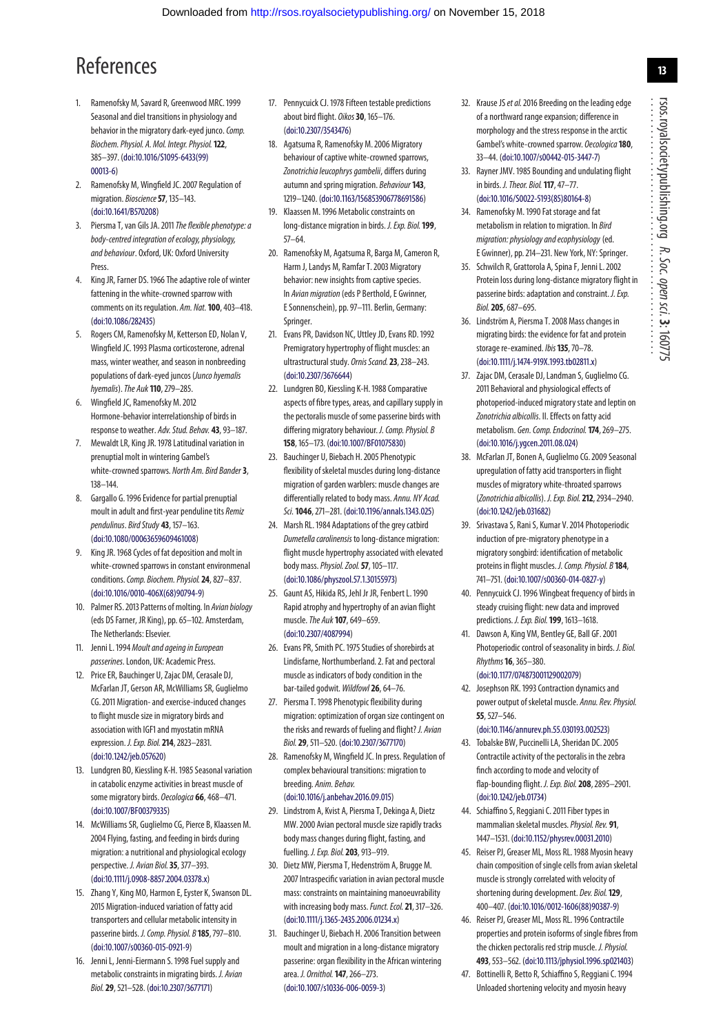# References

1. Ramenofsky M, Savard R, Greenwood MRC. 1999 Seasonal and diel transitions in physiology and behavior in the migratory dark-eyed junco. *Comp. Biochem. Physiol. A. Mol. Integr. Physiol.* **122**, 385–397. (doi:10.1016/S1095-6433(99)00013-6)
2. Ramenofsky M, Wingfield JC. 2007 Regulation of migration. *Bioscience* **57**, 135–143. (doi:10.1641/B570208)
3. Piersma T, van Gils JA. 2011 *The flexible phenotype: a body-centred integration of ecology, physiology, and behaviour*. Oxford, UK: Oxford University Press.
4. King JR, Farner DS. 1966 The adaptive role of winter fattening in the white-crowned sparrow with comments on its regulation. *Am. Nat.* **100**, 403–418. (doi:10.1086/282435)
5. Rogers CM, Ramenofsky M, Ketterson ED, Nolan V, Wingfield JC. 1993 Plasma corticosterone, adrenal mass, winter weather, and season in nonbreeding populations of dark-eyed juncos (*Junco hyemalis hyemalis*). *The Auk* **110**, 279–285.
6. Wingfield JC, Ramenofsky M. 2012 Hormone-behavior interrelationship of birds in response to weather. *Adv. Stud. Behav.* **43**, 93–187.
7. Mewaldt LR, King JR. 1978 Latitudinal variation in prenuptial molt in wintering Gambel's white-crowned sparrows. *North Am. Bird Bander* **3**, 138–144.
8. Gargallo G. 1996 Evidence for partial prenuptial moult in adult and first-year penduline tits *Remiz pendulinus*. *Bird Study* **43**, 157–163. (doi:10.1080/00063659609461008)
9. King JR. 1968 Cycles of fat deposition and molt in white-crowned sparrows in constant environmental conditions. *Comp. Biochem. Physiol.* **24**, 827–837. (doi:10.1016/0010-406X(68)90794-9)
10. Palmer RS. 2013 Patterns of molting. In *Avian biology* (eds DS Farner, JR King), pp. 65–102. Amsterdam, The Netherlands: Elsevier.
11. Jenni L. 1994 *Moult and ageing in European passerines*. London, UK: Academic Press.
12. Price ER, Bauchinger U, Zajac DM, Cerasale DJ, McFarlan JT, Gerson AR, McWilliams SR, Guglielmo CG. 2011 Migration- and exercise-induced changes to flight muscle size in migratory birds and association with IGF1 and myostatin mRNA expression. *J. Exp. Biol.* **214**, 2823–2831. (doi:10.1242/jeb.057620)
13. Lundgren BO, Kiessling K-H. 1985 Seasonal variation in catabolic enzyme activities in breast muscle of some migratory birds. *Oecologica* **66**, 468–471. (doi:10.1007/BF00379335)
14. McWilliams SR, Guglielmo CG, Pierce B, Klaassen M. 2004 Flying, fasting, and feeding in birds during migration: a nutritional and physiological ecology perspective. *J. Avian Biol.* **35**, 377–393. (doi:10.1111/j.0908-8857.2004.03378.x)
15. Zhang Y, King MO, Harmon E, Eyster K, Swanson DL. 2015 Migration-induced variation of fatty acid transporters and cellular metabolic intensity in passerine birds. *J. Comp. Physiol. B* **185**, 797–810. (doi:10.1007/s00360-015-0921-9)
16. Jenni L, Jenni-Eiermann S. 1998 Fuel supply and metabolic constraints in migrating birds. *J. Avian Biol.* **29**, 521–528. (doi:10.2307/3677171)
17. Pennycuick CJ. 1978 Fifteen testable predictions about bird flight. *Oikos* **30**, 165–176. (doi:10.2307/3543476)
18. Agatsuma R, Ramenofsky M. 2006 Migratory behaviour of captive white-crowned sparrows, *Zonotrichia leucophrys gambelii*, differs during autumn and spring migration. *Behaviour* **143**, 1219–1240. (doi:10.1163/156853906778691586)
19. Klaassen M. 1996 Metabolic constraints on long-distance migration in birds. *J. Exp. Biol.* **199**, 57–64.
20. Ramenofsky M, Agatsuma R, Barga M, Cameron R, Harm J, Landys M, Ramfar T. 2003 Migratory behavior: new insights from captive species. In *Avian migration* (eds P Berthold, E Gwinner, E Sonnenschein), pp. 97–111. Berlin, Germany: Springer.
21. Evans PR, Davidson NC, Uttley JD, Evans RD. 1992 Premigratory hypertrophy of flight muscles: an ultrastructural study. *Ornis Scand.* **23**, 238–243. (doi:10.2307/3676644)
22. Lundgren BO, Kiessling K-H. 1988 Comparative aspects of fibre types, areas, and capillary supply in the pectoralis muscle of some passerine birds with differing migratory behaviour. *J. Comp. Physiol. B* **158**, 165–173. (doi:10.1007/BF01075830)
23. Bauchinger U, Biebach H. 2005 Phenotypic flexibility of skeletal muscles during long-distance migration of garden warblers: muscle changes are differentially related to body mass. *Annu. NY Acad. Sci.* **1046**, 271–281. (doi:10.1196/annals.1343.025)
24. Marsh RL. 1984 Adaptations of the grey catbird *Dumetella carolinensis* to long-distance migration: flight muscle hypertrophy associated with elevated body mass. *Physiol. Zool.* **57**, 105–117. (doi:10.1086/physzool.57.1.30155973)
25. Gaunt AS, Hikida RS, Jehl Jr JR, Fenbert L. 1990 Rapid atrophy and hypertrophy of an avian flight muscle. *The Auk* **107**, 649–659. (doi:10.2307/4087994)
26. Evans PR, Smith PC. 1975 Studies of shorebirds at Lindisfarne, Northumberland. 2. Fat and pectoral muscle as indicators of body condition in the bar-tailed godwit. *Wildfowl* **26**, 64–76.
27. Piersma T. 1998 Phenotypic flexibility during migration: optimization of organ size contingent on the risks and rewards of fueling and flight? *J. Avian Biol.* **29**, 511–520. (doi:10.2307/3677170)
28. Ramenofsky M, Wingfield JC. In press. Regulation of complex behavioural transitions: migration to breeding. *Anim. Behav.* (doi:10.1016/j.anbehav.2016.09.015)
29. Lindstrom A, Kvist A, Piersma T, Dekinga A, Dietz MW. 2000 Avian pectoral muscle size rapidly tracks body mass changes during flight, fasting, and fuelling. *J. Exp. Biol.* **203**, 913–919.
30. Dietz MW, Piersma T, Hedenström A, Brugge M. 2007 Intraspecific variation in avian pectoral muscle mass: constraints on maintaining manoeuvrability with increasing body mass. *Funct. Ecol.* **21**, 317–326. (doi:10.1111/j.1365-2435.2006.01234.x)
31. Bauchinger U, Biebach H. 2006 Transition between moult and migration in a long-distance migratory passerine: organ flexibility in the African wintering area. *J. Ornithol.* **147**, 266–273. (doi:10.1007/s10336-006-0059-3)
32. Krause JS *et al.* 2016 Breeding on the leading edge of a northward range expansion; difference in morphology and the stress response in the arctic Gambel's white-crowned sparrow. *Oecologica* **180**, 33–44. (doi:10.1007/s00442-015-3447-7)
33. Rayner JMV. 1985 Bounding and undulating flight in birds. *J. Theor. Biol.* **117**, 47–77. (doi:10.1016/S0022-5193(85)80164-8)
34. Ramenofsky M. 1990 Fat storage and fat metabolism in relation to migration. In *Bird migration: physiology and ecophysiology* (ed. E Gwinner), pp. 214–231. New York, NY: Springer.
35. Schwilch R, Grattorola A, Spina F, Jenni L. 2002 Protein loss during long-distance migratory flight in passerine birds: adaptation and constraint. *J. Exp. Biol.* **205**, 687–695.
36. Lindström A, Piersma T. 2008 Mass changes in migrating birds: the evidence for fat and protein storage re-examined. *Ibis* **135**, 70–78. (doi:10.1111/j.1474-919X.1993.tb02811.x)
37. Zajac DM, Cerasale DJ, Landman S, Guglielmo CG. 2011 Behavioral and physiological effects of photoperiod-induced migratory state and leptin on *Zonotrichia albicollis*. II. Effects on fatty acid metabolism. *Gen. Comp. Endocrinol.* **174**, 269–275. (doi:10.1016/j.ygcen.2011.08.024)
38. McFarlan JT, Bonen A, Guglielmo CG. 2009 Seasonal upregulation of fatty acid transporters in flight muscles of migratory white-throated sparrows (*Zonotrichia albicollis*). *J. Exp. Biol.* **212**, 2934–2940. (doi:10.1242/jeb.031682)
39. Srivastava S, Rani S, Kumar V. 2014 Photoperiodic induction of pre-migratory phenotype in a migratory songbird: identification of metabolic proteins in flight muscles. *J. Comp. Physiol. B* **184**, 741–751. (doi:10.1007/s00360-014-0827-y)
40. Pennycuick CJ. 1996 Wingbeat frequency of birds in steady cruising flight: new data and improved predictions. *J. Exp. Biol.* **199**, 1613–1618.
41. Dawson A, King VM, Bentley GE, Ball GF. 2001 Photoperiodic control of seasonality in birds. *J. Biol. Rhythms* **16**, 365–380. (doi:10.1177/074873001129002079)
42. Josephson RK. 1993 Contraction dynamics and power output of skeletal muscle. *Annu. Rev. Physiol.* **55**, 527–546. (doi:10.1146/annurev.ph.55.030193.002523)
43. Tobalske BW, Puccinelli LA, Sheridan DC. 2005 Contractile activity of the pectoralis in the zebra finch according to mode and velocity of flap-bounding flight. *J. Exp. Biol.* **208**, 2895–2901. (doi:10.1242/jeb.01734)
44. Schiaffino S, Reggiani C. 2011 Fiber types in mammalian skeletal muscles. *Physiol. Rev.* **91**, 1447–1531. (doi:10.1152/physrev.00031.2010)
45. Reiser PJ, Greaser ML, Moss RL. 1988 Myosin heavy chain composition of single cells from avian skeletal muscle is strongly correlated with velocity of shortening during development. *Dev. Biol.* **129**, 400–407. (doi:10.1016/0012-1606(88)90387-9)
46. Reiser PJ, Greaser ML, Moss RL. 1996 Contractile properties and protein isoforms of single fibres from the chicken pectoralis red strip muscle. *J. Physiol.* **493**, 553–562. (doi:10.1113/jphysiol.1996.sp021403)
47. Bottinelli R, Betto R, Schiaffino S, Reggiani C. 1994 Unloaded shortening velocity and myosin heavy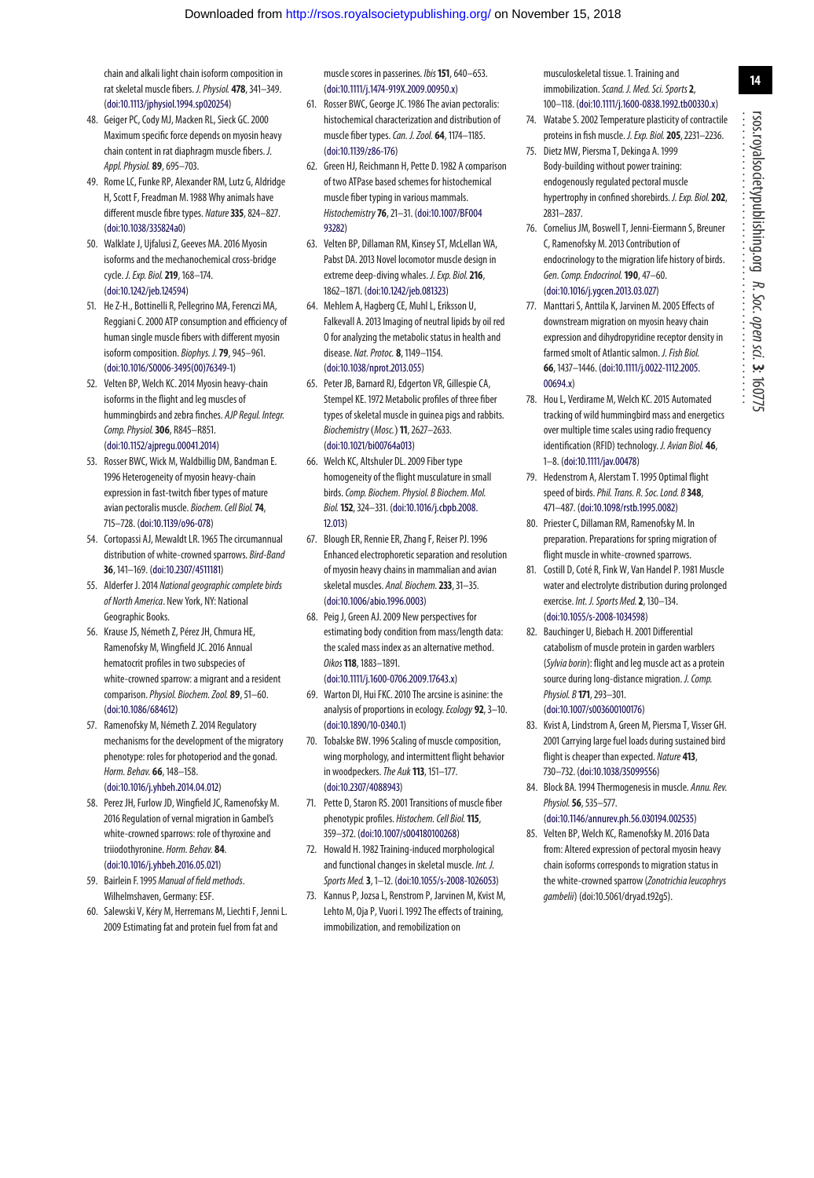chain and alkali light chain isoform composition in rat skeletal muscle fibers. *J. Physiol.* **478**, 341–349. (doi:10.1113/jphysiol.1994.sp020254)

48. Geiger PC, Cody MJ, Macken RL, Sieck GC. 2000 Maximum specific force depends on myosin heavy chain content in rat diaphragm muscle fibers. *J. Appl. Physiol.* **89**, 695–703.
49. Rome LC, Funke RP, Alexander RM, Lutz G, Aldridge H, Scott F, Freadman M. 1988 Why animals have different muscle fibre types. *Nature* **335**, 824–827. (doi:10.1038/335824a0)
50. Walklate J, Ujfalusi Z, Geeves MA. 2016 Myosin isoforms and the mechanochemical cross-bridge cycle. *J. Exp. Biol.* **219**, 168–174. (doi:10.1242/jeb.124594)
51. He Z-H., Bottinelli R, Pellegrino MA, Ferenczi MA, Reggiani C. 2000 ATP consumption and efficiency of human single muscle fibers with different myosin isoform composition. *Biophys. J.* **79**, 945–961. (doi:10.1016/S0006-3495(00)76349-1)
52. Velten BP, Welch KC. 2014 Myosin heavy-chain isoforms in the flight and leg muscles of hummingbirds and zebra finches. *AJP Regul. Integr. Comp. Physiol.* **306**, R845–R851. (doi:10.1152/ajpregu.00041.2014)
53. Rosser BWC, Wick M, Waldbillig DM, Bandman E. 1996 Heterogeneity of myosin heavy-chain expression in fast-twitch fiber types of mature avian pectoralis muscle. *Biochem. Cell Biol.* **74**, 715–728. (doi:10.1139/o96-078)
54. Cortopassi AJ, Mewaldt LR. 1965 The circumannual distribution of white-crowned sparrows. *Bird-Band* **36**, 141–169. (doi:10.2307/4511181)
55. Alderfer J. 2014 *National geographic complete birds of North America*. New York, NY: National Geographic Books.
56. Krause JS, Németh Z, Pérez JH, Chmura HE, Ramenofsky M, Wingfield JC. 2016 Annual hematocrit profiles in two subspecies of white-crowned sparrow: a migrant and a resident comparison. *Physiol. Biochem. Zool.* **89**, 51–60. (doi:10.1086/684612)
57. Ramenofsky M, Németh Z. 2014 Regulatory mechanisms for the development of the migratory phenotype: roles for photoperiod and the gonad. *Horm. Behav.* **66**, 148–158. (doi:10.1016/j.yhbeh.2014.04.012)
58. Perez JH, Furlow JD, Wingfield JC, Ramenofsky M. 2016 Regulation of vernal migration in Gambel's white-crowned sparrows: role of thyroxine and triiodothyronine. *Horm. Behav.* **84**. (doi:10.1016/j.yhbeh.2016.05.021)
59. Bairlein F. 1995 *Manual of field methods*. Wilhelmshaven, Germany: ESF.
60. Salewski V, Kéry M, Herremans M, Liechti F, Jenni L. 2009 Estimating fat and protein fuel from fat and muscle scores in passerines. *Ibis* **151**, 640–653. (doi:10.1111/j.1474-919X.2009.00950.x)
61. Rosser BWC, George JC. 1986 The avian pectoralis: histochemical characterization and distribution of muscle fiber types. *Can. J. Zool.* **64**, 1174–1185. (doi:10.1139/z86-176)
62. Green HJ, Reichmann H, Pette D. 1982 A comparison of two ATPase based schemes for histochemical muscle fiber typing in various mammals. *Histochemistry* **76**, 21–31. (doi:10.1007/BF00493282)
63. Velten BP, Dillaman RM, Kinsey ST, McLellan WA, Pabst DA. 2013 Novel locomotor muscle design in extreme deep-diving whales. *J. Exp. Biol.* **216**, 1862–1871. (doi:10.1242/jeb.081323)
64. Mehlem A, Hagberg CE, Muhl L, Eriksson U, Falkevall A. 2013 Imaging of neutral lipids by oil red O for analyzing the metabolic status in health and disease. *Nat. Protoc.* **8**, 1149–1154. (doi:10.1038/nprot.2013.055)
65. Peter JB, Barnard RJ, Edgerton VR, Gillespie CA, Stempel KE. 1972 Metabolic profiles of three fiber types of skeletal muscle in guinea pigs and rabbits. *Biochemistry* (*Mosc.*) **11**, 2627–2633. (doi:10.1021/bi00764a013)
66. Welch KC, Altshuler DL. 2009 Fiber type homogeneity of the flight musculature in small birds. *Comp. Biochem. Physiol. B Biochem. Mol. Biol.* **152**, 324–331. (doi:10.1016/j.cbpb.2008.12.013)
67. Blough ER, Rennie ER, Zhang F, Reiser PJ. 1996 Enhanced electrophoretic separation and resolution of myosin heavy chains in mammalian and avian skeletal muscles. *Anal. Biochem.* **233**, 31–35. (doi:10.1006/abio.1996.0003)
68. Peig J, Green AJ. 2009 New perspectives for estimating body condition from mass/length data: the scaled mass index as an alternative method. *Oikos* **118**, 1883–1891. (doi:10.1111/j.1600-0706.2009.17643.x)
69. Warton DI, Hui FKC. 2010 The arcsine is asinine: the analysis of proportions in ecology. *Ecology* **92**, 3–10. (doi:10.1890/10-0340.1)
70. Tobalske BW. 1996 Scaling of muscle composition, wing morphology, and intermittent flight behavior in woodpeckers. *The Auk* **113**, 151–177. (doi:10.2307/4088943)
71. Pette D, Staron RS. 2001 Transitions of muscle fiber phenotypic profiles. *Histochem. Cell Biol.* **115**, 359–372. (doi:10.1007/s004180100268)
72. Howald H. 1982 Training-induced morphological and functional changes in skeletal muscle. *Int. J. Sports Med.* **3**, 1–12. (doi:10.1055/s-2008-1026053)
73. Kannus P, Jozsa L, Renstrom P, Jarvinen M, Kvist M, Lehto M, Oja P, Vuori I. 1992 The effects of training, immobilization, and remobilization on musculoskeletal tissue. 1. Training and immobilization. *Scand. J. Med. Sci. Sports* **2**, 100–118. (doi:10.1111/j.1600-0838.1992.tb00330.x)
74. Watabe S. 2002 Temperature plasticity of contractile proteins in fish muscle. *J. Exp. Biol.* **205**, 2231–2236.
75. Dietz MW, Piersma T, Dekinga A. 1999 Body-building without power training: endogenously regulated pectoral muscle hypertrophy in confined shorebirds. *J. Exp. Biol.* **202**, 2831–2837.
76. Cornelius JM, Boswell T, Jenni-Eiermann S, Breuner C, Ramenofsky M. 2013 Contribution of endocrinology to the migration life history of birds. *Gen. Comp. Endocrinol.* **190**, 47–60. (doi:10.1016/j.ygcen.2013.03.027)
77. Manttari S, Anttila K, Jarvinen M. 2005 Effects of downstream migration on myosin heavy chain expression and dihydropyridine receptor density in farmed smolt of Atlantic salmon. *J. Fish Biol.* **66**, 1437–1446. (doi:10.1111/j.0022-1112.2005.00694.x)
78. Hou L, Verdirame M, Welch KC. 2015 Automated tracking of wild hummingbird mass and energetics over multiple time scales using radio frequency identification (RFID) technology. *J. Avian Biol.* **46**, 1–8. (doi:10.1111/jav.00478)
79. Hedenstrom A, Alerstam T. 1995 Optimal flight speed of birds. *Phil. Trans. R. Soc. Lond. B* **348**, 471–487. (doi:10.1098/rstb.1995.0082)
80. Priester C, Dillaman RM, Ramenofsky M. In preparation. Preparations for spring migration of flight muscle in white-crowned sparrows.
81. Costill D, Coté R, Fink W, Van Handel P. 1981 Muscle water and electrolyte distribution during prolonged exercise. *Int. J. Sports Med.* **2**, 130–134. (doi:10.1055/s-2008-1034598)
82. Bauchinger U, Biebach H. 2001 Differential catabolism of muscle protein in garden warblers (*Sylvia borin*): flight and leg muscle act as a protein source during long-distance migration. *J. Comp. Physiol. B* **171**, 293–301. (doi:10.1007/s003600100176)
83. Kvist A, Lindstrom A, Green M, Piersma T, Visser GH. 2001 Carrying large fuel loads during sustained bird flight is cheaper than expected. *Nature* **413**, 730–732. (doi:10.1038/35099556)
84. Block BA. 1994 Thermogenesis in muscle. *Annu. Rev. Physiol.* **56**, 535–577. (doi:10.1146/annurev.ph.56.030194.002535)
85. Velten BP, Welch KC, Ramenofsky M. 2016 Data from: Altered expression of pectoral myosin heavy chain isoforms corresponds to migration status in the white-crowned sparrow (*Zonotrichia leucophrys gambelii*) (doi:10.5061/dryad.t92g5).